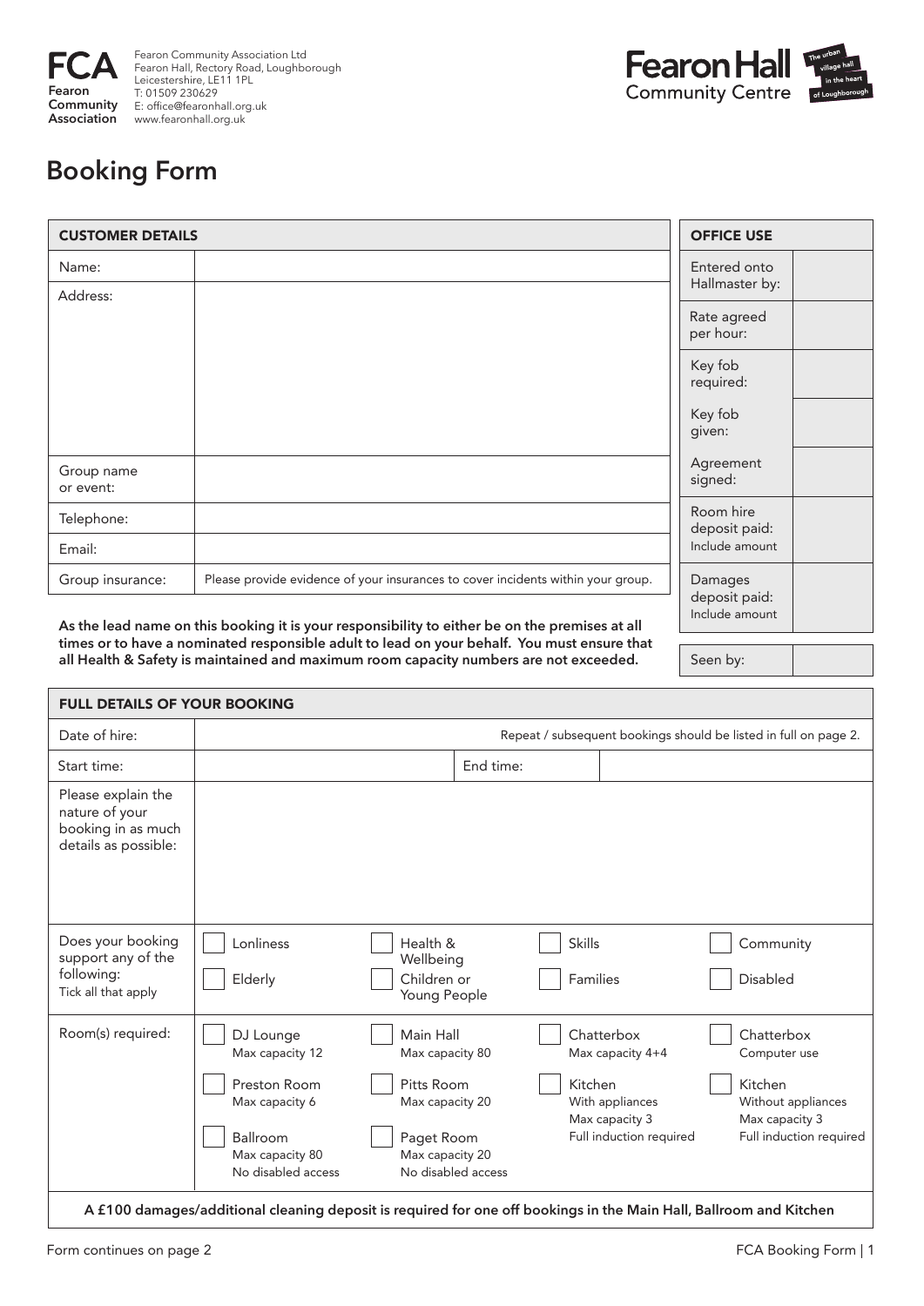**FCA**
Fearon Community Association

Fearon Community Association Ltd
Fearon Hall, Rectory Road, Loughborough
Leicestershire, LE11 1PL
T: 01509 230629
E: office@fearonhall.org.uk
www.fearonhall.org.uk

**Fearon Hall** Community Centre — The urban village hall in the heart of Loughborough

# Booking Form

| CUSTOMER DETAILS | |
|---|---|
| Name: | |
| Address: | |
| Group name or event: | |
| Telephone: | |
| Email: | |
| Group insurance: | Please provide evidence of your insurances to cover incidents within your group. |

**As the lead name on this booking it is your responsibility to either be on the premises at all times or to have a nominated responsible adult to lead on your behalf. You must ensure that all Health & Safety is maintained and maximum room capacity numbers are not exceeded.**

| OFFICE USE | |
|---|---|
| Entered onto Hallmaster by: | |
| Rate agreed per hour: | |
| Key fob required: | |
| Key fob given: | |
| Agreement signed: | |
| Room hire deposit paid: Include amount | |
| Damages deposit paid: Include amount | |
| Seen by: | |

| FULL DETAILS OF YOUR BOOKING | | | | |
|---|---|---|---|---|
| Date of hire: | Repeat / subsequent bookings should be listed in full on page 2. | | | |
| Start time: | | End time: | | |
| Please explain the nature of your booking in as much details as possible: | | | | |
| Does your booking support any of the following: Tick all that apply | ☐ Lonliness<br>☐ Elderly | ☐ Health & Wellbeing<br>☐ Children or Young People | ☐ Skills<br>☐ Families | ☐ Community<br>☐ Disabled |
| Room(s) required: | ☐ DJ Lounge Max capacity 12<br>☐ Preston Room Max capacity 6<br>☐ Ballroom Max capacity 80 No disabled access | ☐ Main Hall Max capacity 80<br>☐ Pitts Room Max capacity 20<br>☐ Paget Room Max capacity 20 No disabled access | ☐ Chatterbox Max capacity 4+4<br>☐ Kitchen With appliances Max capacity 3 Full induction required | ☐ Chatterbox Computer use<br>☐ Kitchen Without appliances Max capacity 3 Full induction required |

**A £100 damages/additional cleaning deposit is required for one off bookings in the Main Hall, Ballroom and Kitchen**

Form continues on page 2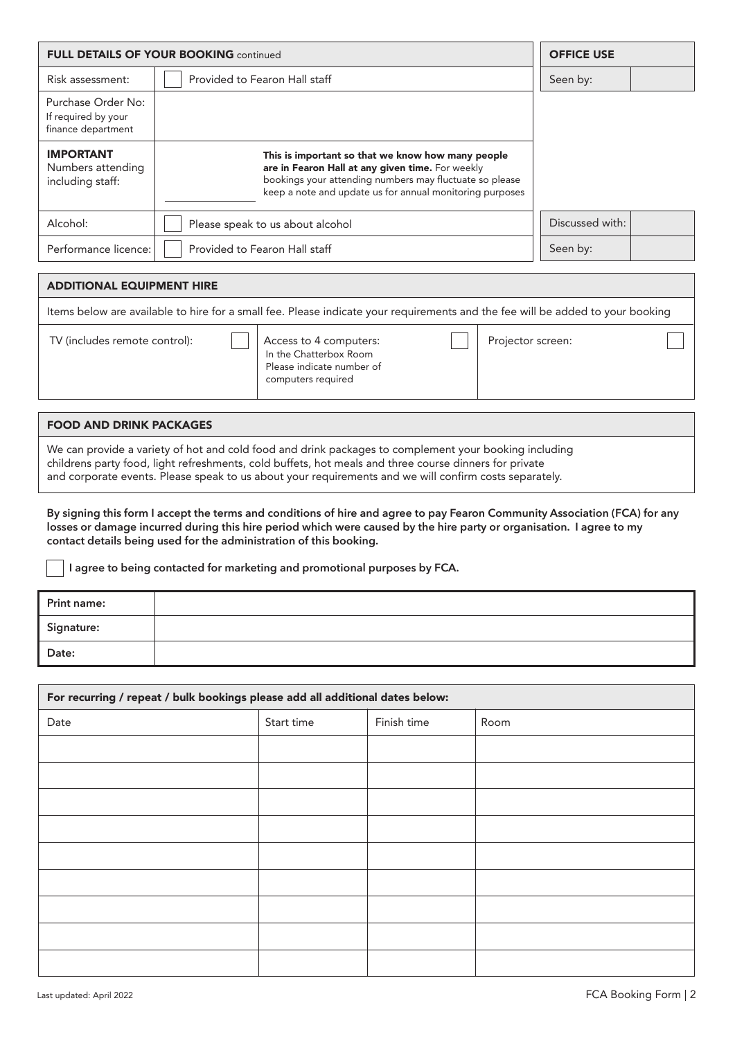| FULL DETAILS OF YOUR BOOKING continued | | OFFICE USE | |
|---|---|---|---|
| Risk assessment: | ☐ Provided to Fearon Hall staff | Seen by: | |
| Purchase Order No: If required by your finance department | | | |
| **IMPORTANT** Numbers attending including staff: | **This is important so that we know how many people are in Fearon Hall at any given time.** For weekly bookings your attending numbers may fluctuate so please keep a note and update us for annual monitoring purposes | | |
| Alcohol: | ☐ Please speak to us about alcohol | Discussed with: | |
| Performance licence: | ☐ Provided to Fearon Hall staff | Seen by: | |

## ADDITIONAL EQUIPMENT HIRE

Items below are available to hire for a small fee. Please indicate your requirements and the fee will be added to your booking

| | | |
|---|---|---|
| TV (includes remote control): ☐ | Access to 4 computers: In the Chatterbox Room. Please indicate number of computers required ☐ | Projector screen: ☐ |

## FOOD AND DRINK PACKAGES

We can provide a variety of hot and cold food and drink packages to complement your booking including childrens party food, light refreshments, cold buffets, hot meals and three course dinners for private and corporate events. Please speak to us about your requirements and we will confirm costs separately.

**By signing this form I accept the terms and conditions of hire and agree to pay Fearon Community Association (FCA) for any losses or damage incurred during this hire period which were caused by the hire party or organisation. I agree to my contact details being used for the administration of this booking.**

☐ **I agree to being contacted for marketing and promotional purposes by FCA.**

| | |
|---|---|
| **Print name:** | |
| **Signature:** | |
| **Date:** | |

**For recurring / repeat / bulk bookings please add all additional dates below:**

| Date | Start time | Finish time | Room |
|---|---|---|---|
| | | | |
| | | | |
| | | | |
| | | | |
| | | | |
| | | | |
| | | | |
| | | | |
| | | | |

Last updated: April 2022